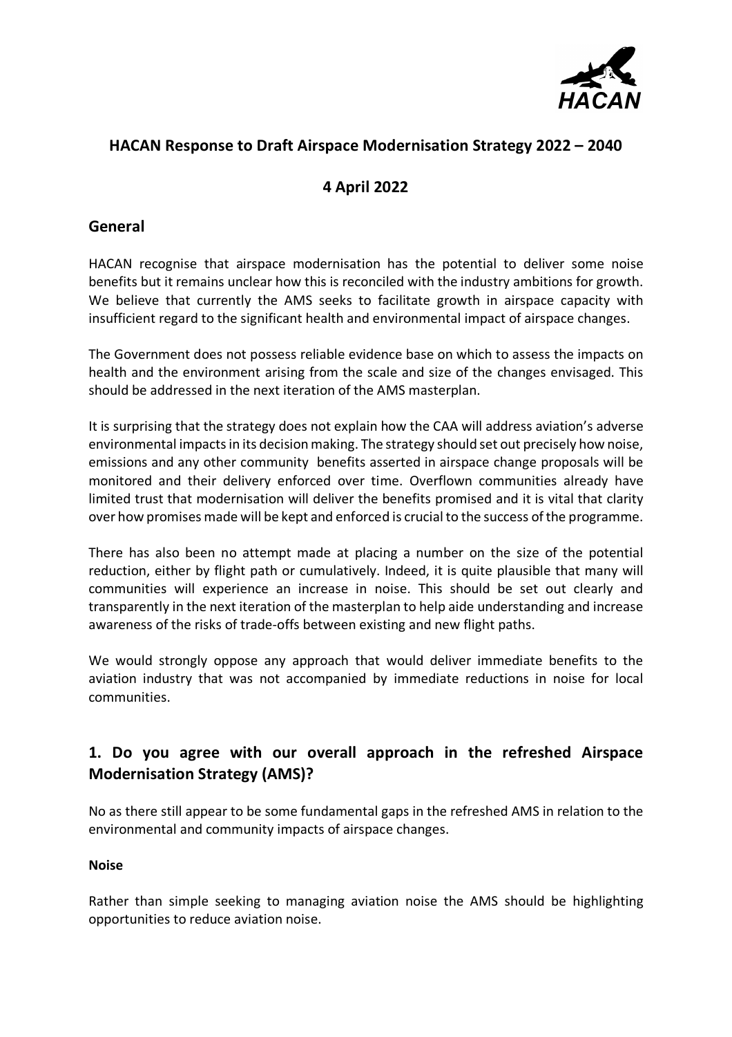# HACAN Response to Draft Airspace Modernisation Strategy 2022 – 2040

## 4 April 2022

## General

HACAN recognise that airspace modernisation has the potential to deliver some noise benefits but it remains unclear how this is reconciled with the industry ambitions for growth. We believe that currently the AMS seeks to facilitate growth in airspace capacity with insufficient regard to the significant health and environmental impact of airspace changes.

The Government does not possess reliable evidence base on which to assess the impacts on health and the environment arising from the scale and size of the changes envisaged. This should be addressed in the next iteration of the AMS masterplan.

It is surprising that the strategy does not explain how the CAA will address aviation's adverse environmental impacts in its decision making. The strategy should set out precisely how noise, emissions and any other community benefits asserted in airspace change proposals will be monitored and their delivery enforced over time. Overflown communities already have limited trust that modernisation will deliver the benefits promised and it is vital that clarity over how promises made will be kept and enforced is crucial to the success of the programme.

There has also been no attempt made at placing a number on the size of the potential reduction, either by flight path or cumulatively. Indeed, it is quite plausible that many will communities will experience an increase in noise. This should be set out clearly and transparently in the next iteration of the masterplan to help aide understanding and increase awareness of the risks of trade-offs between existing and new flight paths.

We would strongly oppose any approach that would deliver immediate benefits to the aviation industry that was not accompanied by immediate reductions in noise for local communities.

## 1. Do you agree with our overall approach in the refreshed Airspace Modernisation Strategy (AMS)?

No as there still appear to be some fundamental gaps in the refreshed AMS in relation to the environmental and community impacts of airspace changes.

**Noise**

Rather than simple seeking to managing aviation noise the AMS should be highlighting opportunities to reduce aviation noise.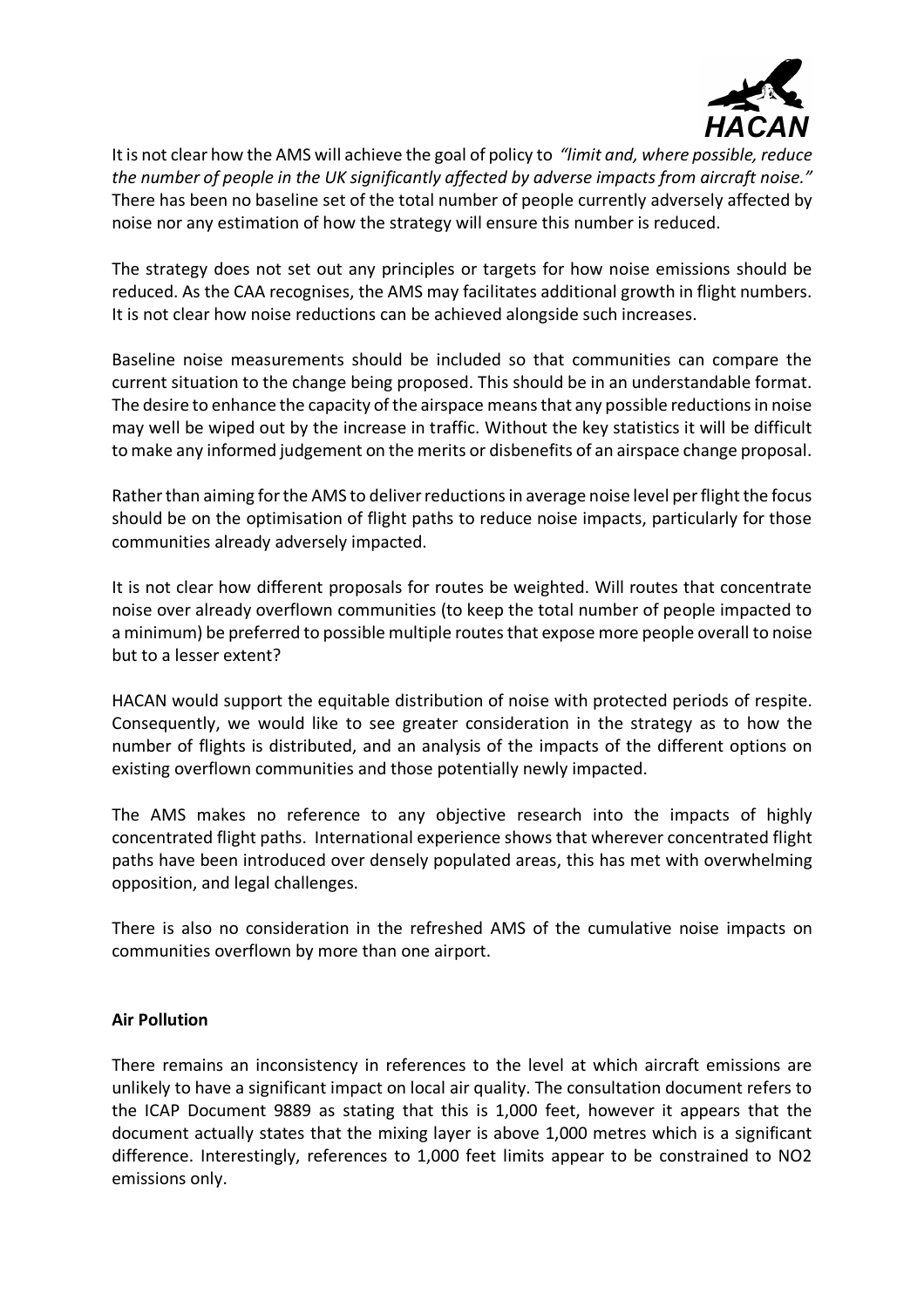It is not clear how the AMS will achieve the goal of policy to *"limit and, where possible, reduce the number of people in the UK significantly affected by adverse impacts from aircraft noise."* There has been no baseline set of the total number of people currently adversely affected by noise nor any estimation of how the strategy will ensure this number is reduced.

The strategy does not set out any principles or targets for how noise emissions should be reduced. As the CAA recognises, the AMS may facilitates additional growth in flight numbers. It is not clear how noise reductions can be achieved alongside such increases.

Baseline noise measurements should be included so that communities can compare the current situation to the change being proposed. This should be in an understandable format. The desire to enhance the capacity of the airspace means that any possible reductions in noise may well be wiped out by the increase in traffic. Without the key statistics it will be difficult to make any informed judgement on the merits or disbenefits of an airspace change proposal.

Rather than aiming for the AMS to deliver reductions in average noise level per flight the focus should be on the optimisation of flight paths to reduce noise impacts, particularly for those communities already adversely impacted.

It is not clear how different proposals for routes be weighted. Will routes that concentrate noise over already overflown communities (to keep the total number of people impacted to a minimum) be preferred to possible multiple routes that expose more people overall to noise but to a lesser extent?

HACAN would support the equitable distribution of noise with protected periods of respite. Consequently, we would like to see greater consideration in the strategy as to how the number of flights is distributed, and an analysis of the impacts of the different options on existing overflown communities and those potentially newly impacted.

The AMS makes no reference to any objective research into the impacts of highly concentrated flight paths. International experience shows that wherever concentrated flight paths have been introduced over densely populated areas, this has met with overwhelming opposition, and legal challenges.

There is also no consideration in the refreshed AMS of the cumulative noise impacts on communities overflown by more than one airport.

**Air Pollution**

There remains an inconsistency in references to the level at which aircraft emissions are unlikely to have a significant impact on local air quality. The consultation document refers to the ICAP Document 9889 as stating that this is 1,000 feet, however it appears that the document actually states that the mixing layer is above 1,000 metres which is a significant difference. Interestingly, references to 1,000 feet limits appear to be constrained to $NO_2$ emissions only.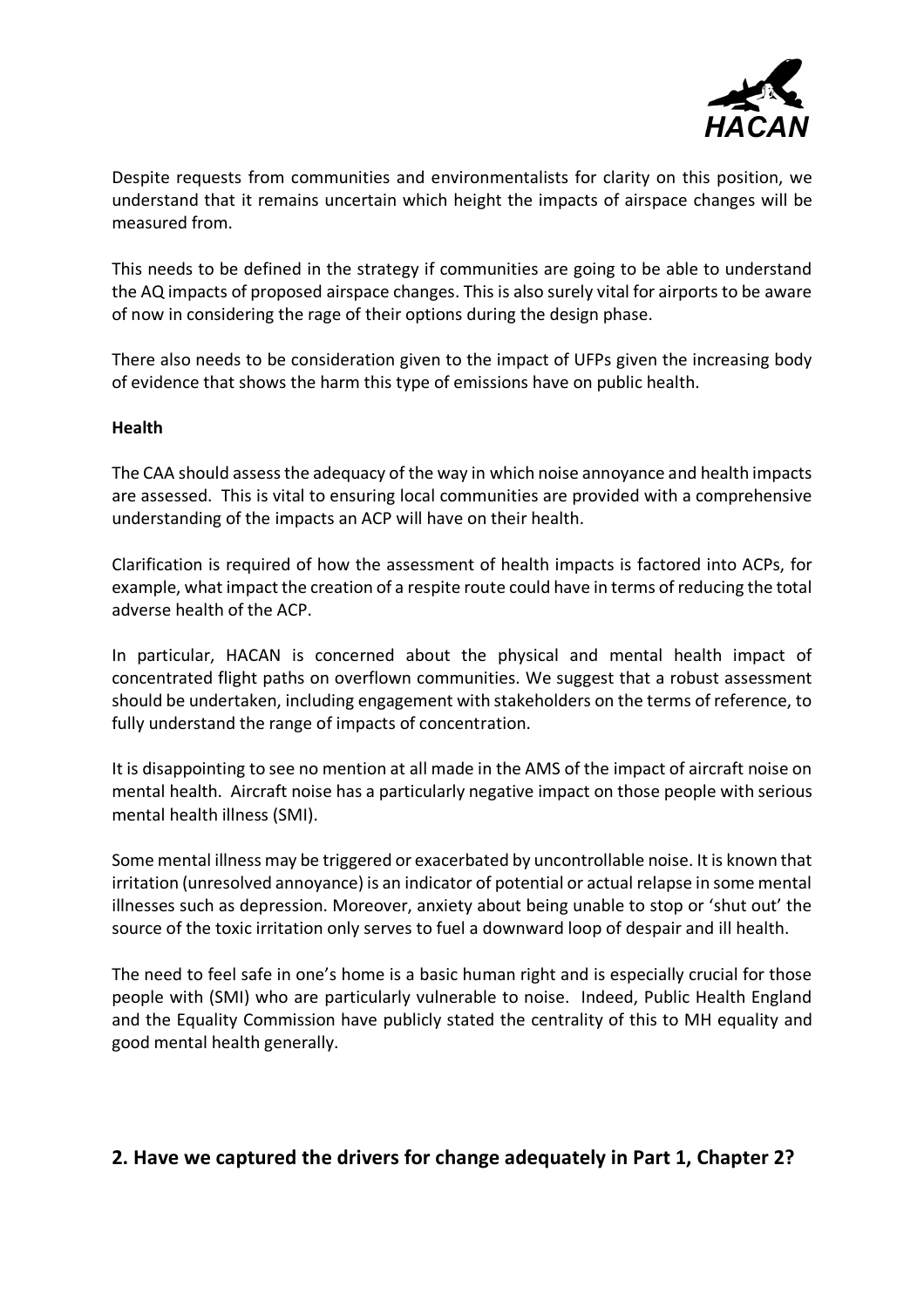Despite requests from communities and environmentalists for clarity on this position, we understand that it remains uncertain which height the impacts of airspace changes will be measured from.

This needs to be defined in the strategy if communities are going to be able to understand the AQ impacts of proposed airspace changes. This is also surely vital for airports to be aware of now in considering the rage of their options during the design phase.

There also needs to be consideration given to the impact of UFPs given the increasing body of evidence that shows the harm this type of emissions have on public health.

**Health**

The CAA should assess the adequacy of the way in which noise annoyance and health impacts are assessed. This is vital to ensuring local communities are provided with a comprehensive understanding of the impacts an ACP will have on their health.

Clarification is required of how the assessment of health impacts is factored into ACPs, for example, what impact the creation of a respite route could have in terms of reducing the total adverse health of the ACP.

In particular, HACAN is concerned about the physical and mental health impact of concentrated flight paths on overflown communities. We suggest that a robust assessment should be undertaken, including engagement with stakeholders on the terms of reference, to fully understand the range of impacts of concentration.

It is disappointing to see no mention at all made in the AMS of the impact of aircraft noise on mental health. Aircraft noise has a particularly negative impact on those people with serious mental health illness (SMI).

Some mental illness may be triggered or exacerbated by uncontrollable noise. It is known that irritation (unresolved annoyance) is an indicator of potential or actual relapse in some mental illnesses such as depression. Moreover, anxiety about being unable to stop or 'shut out' the source of the toxic irritation only serves to fuel a downward loop of despair and ill health.

The need to feel safe in one's home is a basic human right and is especially crucial for those people with (SMI) who are particularly vulnerable to noise. Indeed, Public Health England and the Equality Commission have publicly stated the centrality of this to MH equality and good mental health generally.

## 2. Have we captured the drivers for change adequately in Part 1, Chapter 2?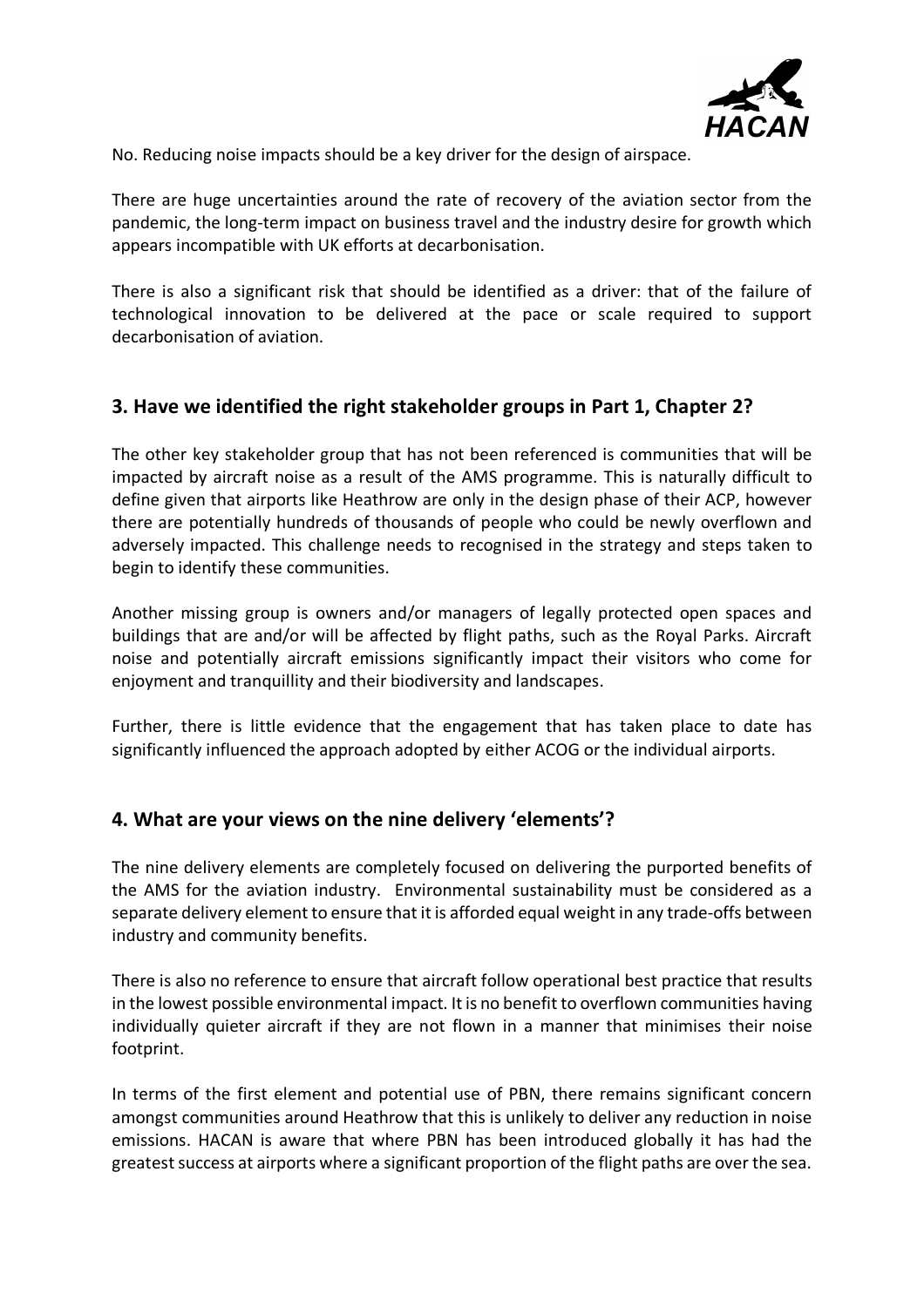No. Reducing noise impacts should be a key driver for the design of airspace.

There are huge uncertainties around the rate of recovery of the aviation sector from the pandemic, the long-term impact on business travel and the industry desire for growth which appears incompatible with UK efforts at decarbonisation.

There is also a significant risk that should be identified as a driver: that of the failure of technological innovation to be delivered at the pace or scale required to support decarbonisation of aviation.

## 3. Have we identified the right stakeholder groups in Part 1, Chapter 2?

The other key stakeholder group that has not been referenced is communities that will be impacted by aircraft noise as a result of the AMS programme. This is naturally difficult to define given that airports like Heathrow are only in the design phase of their ACP, however there are potentially hundreds of thousands of people who could be newly overflown and adversely impacted. This challenge needs to recognised in the strategy and steps taken to begin to identify these communities.

Another missing group is owners and/or managers of legally protected open spaces and buildings that are and/or will be affected by flight paths, such as the Royal Parks. Aircraft noise and potentially aircraft emissions significantly impact their visitors who come for enjoyment and tranquillity and their biodiversity and landscapes.

Further, there is little evidence that the engagement that has taken place to date has significantly influenced the approach adopted by either ACOG or the individual airports.

## 4. What are your views on the nine delivery 'elements'?

The nine delivery elements are completely focused on delivering the purported benefits of the AMS for the aviation industry. Environmental sustainability must be considered as a separate delivery element to ensure that it is afforded equal weight in any trade-offs between industry and community benefits.

There is also no reference to ensure that aircraft follow operational best practice that results in the lowest possible environmental impact. It is no benefit to overflown communities having individually quieter aircraft if they are not flown in a manner that minimises their noise footprint.

In terms of the first element and potential use of PBN, there remains significant concern amongst communities around Heathrow that this is unlikely to deliver any reduction in noise emissions. HACAN is aware that where PBN has been introduced globally it has had the greatest success at airports where a significant proportion of the flight paths are over the sea.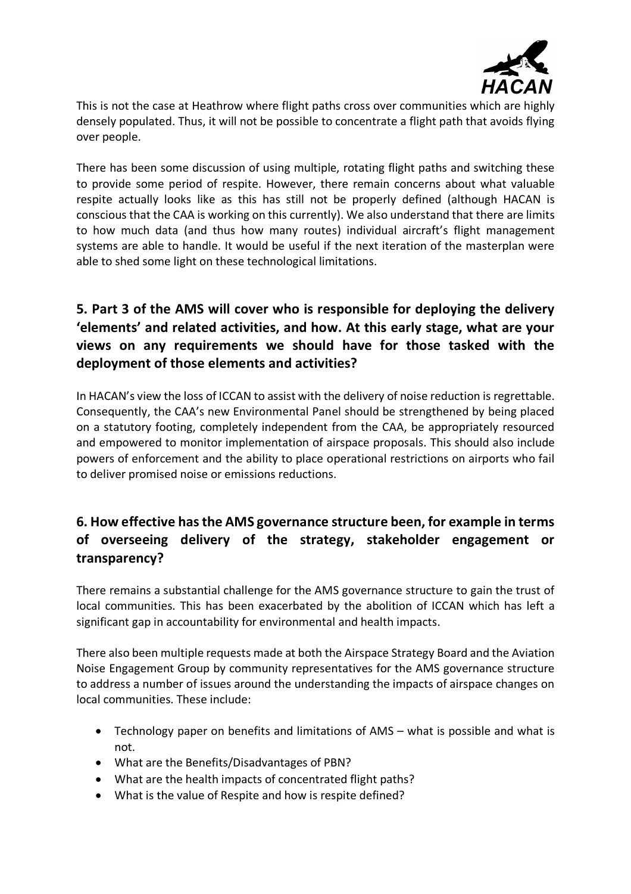This is not the case at Heathrow where flight paths cross over communities which are highly densely populated. Thus, it will not be possible to concentrate a flight path that avoids flying over people.

There has been some discussion of using multiple, rotating flight paths and switching these to provide some period of respite. However, there remain concerns about what valuable respite actually looks like as this has still not be properly defined (although HACAN is conscious that the CAA is working on this currently). We also understand that there are limits to how much data (and thus how many routes) individual aircraft's flight management systems are able to handle. It would be useful if the next iteration of the masterplan were able to shed some light on these technological limitations.

## 5. Part 3 of the AMS will cover who is responsible for deploying the delivery 'elements' and related activities, and how. At this early stage, what are your views on any requirements we should have for those tasked with the deployment of those elements and activities?

In HACAN's view the loss of ICCAN to assist with the delivery of noise reduction is regrettable. Consequently, the CAA's new Environmental Panel should be strengthened by being placed on a statutory footing, completely independent from the CAA, be appropriately resourced and empowered to monitor implementation of airspace proposals. This should also include powers of enforcement and the ability to place operational restrictions on airports who fail to deliver promised noise or emissions reductions.

## 6. How effective has the AMS governance structure been, for example in terms of overseeing delivery of the strategy, stakeholder engagement or transparency?

There remains a substantial challenge for the AMS governance structure to gain the trust of local communities. This has been exacerbated by the abolition of ICCAN which has left a significant gap in accountability for environmental and health impacts.

There also been multiple requests made at both the Airspace Strategy Board and the Aviation Noise Engagement Group by community representatives for the AMS governance structure to address a number of issues around the understanding the impacts of airspace changes on local communities. These include:

- Technology paper on benefits and limitations of AMS – what is possible and what is not.
- What are the Benefits/Disadvantages of PBN?
- What are the health impacts of concentrated flight paths?
- What is the value of Respite and how is respite defined?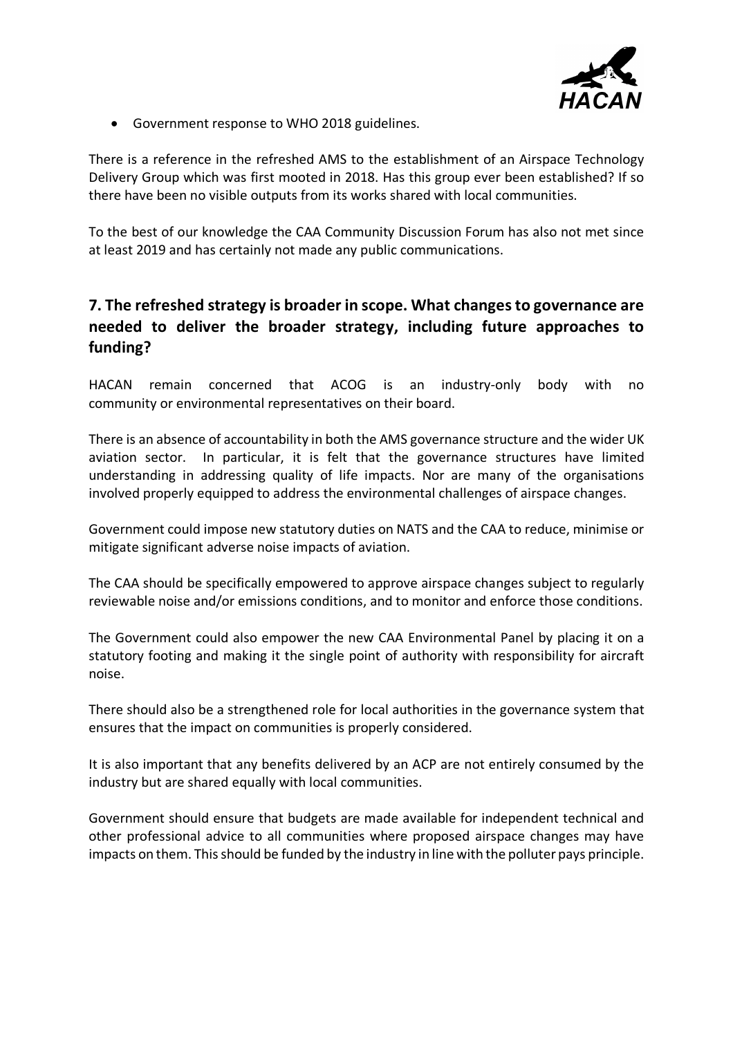- Government response to WHO 2018 guidelines.

There is a reference in the refreshed AMS to the establishment of an Airspace Technology Delivery Group which was first mooted in 2018. Has this group ever been established? If so there have been no visible outputs from its works shared with local communities.

To the best of our knowledge the CAA Community Discussion Forum has also not met since at least 2019 and has certainly not made any public communications.

## 7. The refreshed strategy is broader in scope. What changes to governance are needed to deliver the broader strategy, including future approaches to funding?

HACAN remain concerned that ACOG is an industry-only body with no community or environmental representatives on their board.

There is an absence of accountability in both the AMS governance structure and the wider UK aviation sector. In particular, it is felt that the governance structures have limited understanding in addressing quality of life impacts. Nor are many of the organisations involved properly equipped to address the environmental challenges of airspace changes.

Government could impose new statutory duties on NATS and the CAA to reduce, minimise or mitigate significant adverse noise impacts of aviation.

The CAA should be specifically empowered to approve airspace changes subject to regularly reviewable noise and/or emissions conditions, and to monitor and enforce those conditions.

The Government could also empower the new CAA Environmental Panel by placing it on a statutory footing and making it the single point of authority with responsibility for aircraft noise.

There should also be a strengthened role for local authorities in the governance system that ensures that the impact on communities is properly considered.

It is also important that any benefits delivered by an ACP are not entirely consumed by the industry but are shared equally with local communities.

Government should ensure that budgets are made available for independent technical and other professional advice to all communities where proposed airspace changes may have impacts on them. This should be funded by the industry in line with the polluter pays principle.